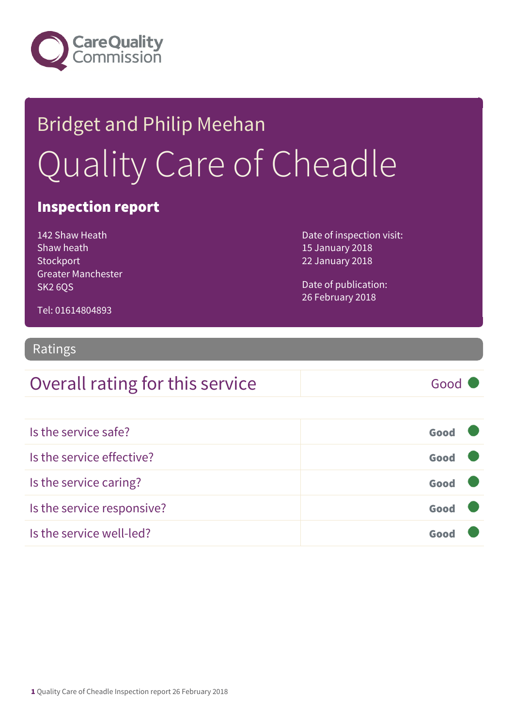Care Quality Commission

# Bridget and Philip Meehan

# Quality Care of Cheadle

## Inspection report

142 Shaw Heath
Shaw heath
Stockport
Greater Manchester
SK2 6QS

Tel: 01614804893

Date of inspection visit:
15 January 2018
22 January 2018

Date of publication:
26 February 2018

## Ratings

| Overall rating for this service | Good |
|---|---|

| | |
|---|---|
| Is the service safe? | Good |
| Is the service effective? | Good |
| Is the service caring? | Good |
| Is the service responsive? | Good |
| Is the service well-led? | Good |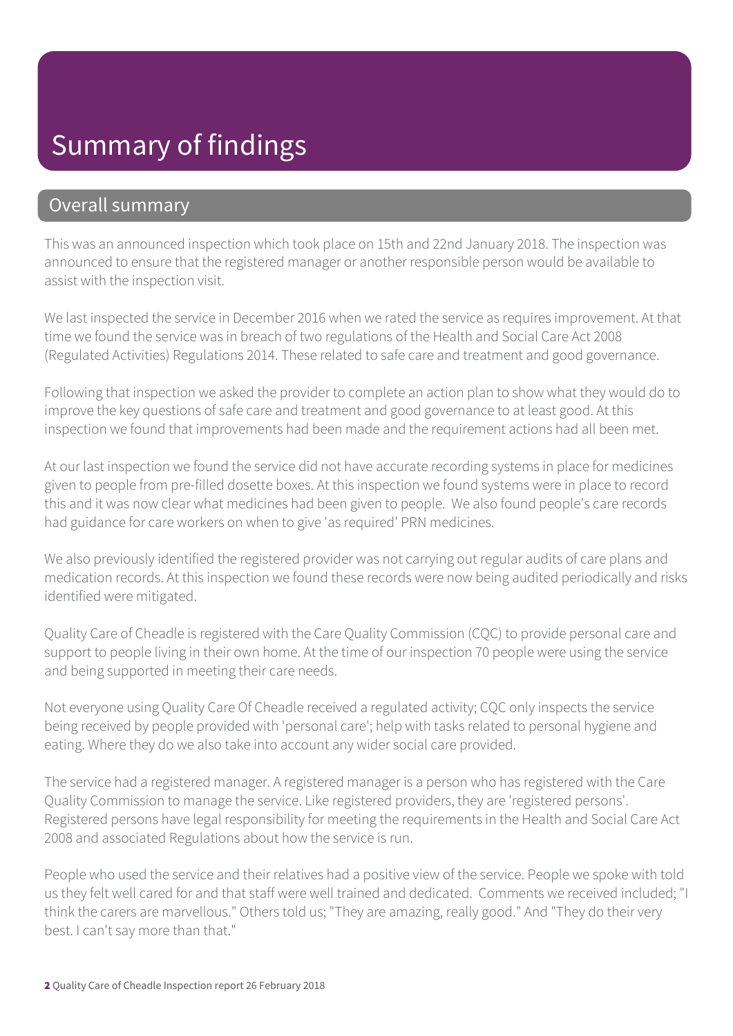# Summary of findings

## Overall summary

This was an announced inspection which took place on 15th and 22nd January 2018. The inspection was announced to ensure that the registered manager or another responsible person would be available to assist with the inspection visit.

We last inspected the service in December 2016 when we rated the service as requires improvement. At that time we found the service was in breach of two regulations of the Health and Social Care Act 2008 (Regulated Activities) Regulations 2014. These related to safe care and treatment and good governance.

Following that inspection we asked the provider to complete an action plan to show what they would do to improve the key questions of safe care and treatment and good governance to at least good. At this inspection we found that improvements had been made and the requirement actions had all been met.

At our last inspection we found the service did not have accurate recording systems in place for medicines given to people from pre-filled dosette boxes. At this inspection we found systems were in place to record this and it was now clear what medicines had been given to people. We also found people's care records had guidance for care workers on when to give 'as required' PRN medicines.

We also previously identified the registered provider was not carrying out regular audits of care plans and medication records. At this inspection we found these records were now being audited periodically and risks identified were mitigated.

Quality Care of Cheadle is registered with the Care Quality Commission (CQC) to provide personal care and support to people living in their own home. At the time of our inspection 70 people were using the service and being supported in meeting their care needs.

Not everyone using Quality Care Of Cheadle received a regulated activity; CQC only inspects the service being received by people provided with 'personal care'; help with tasks related to personal hygiene and eating. Where they do we also take into account any wider social care provided.

The service had a registered manager. A registered manager is a person who has registered with the Care Quality Commission to manage the service. Like registered providers, they are 'registered persons'. Registered persons have legal responsibility for meeting the requirements in the Health and Social Care Act 2008 and associated Regulations about how the service is run.

People who used the service and their relatives had a positive view of the service. People we spoke with told us they felt well cared for and that staff were well trained and dedicated. Comments we received included; "I think the carers are marvellous." Others told us; "They are amazing, really good." And "They do their very best. I can't say more than that."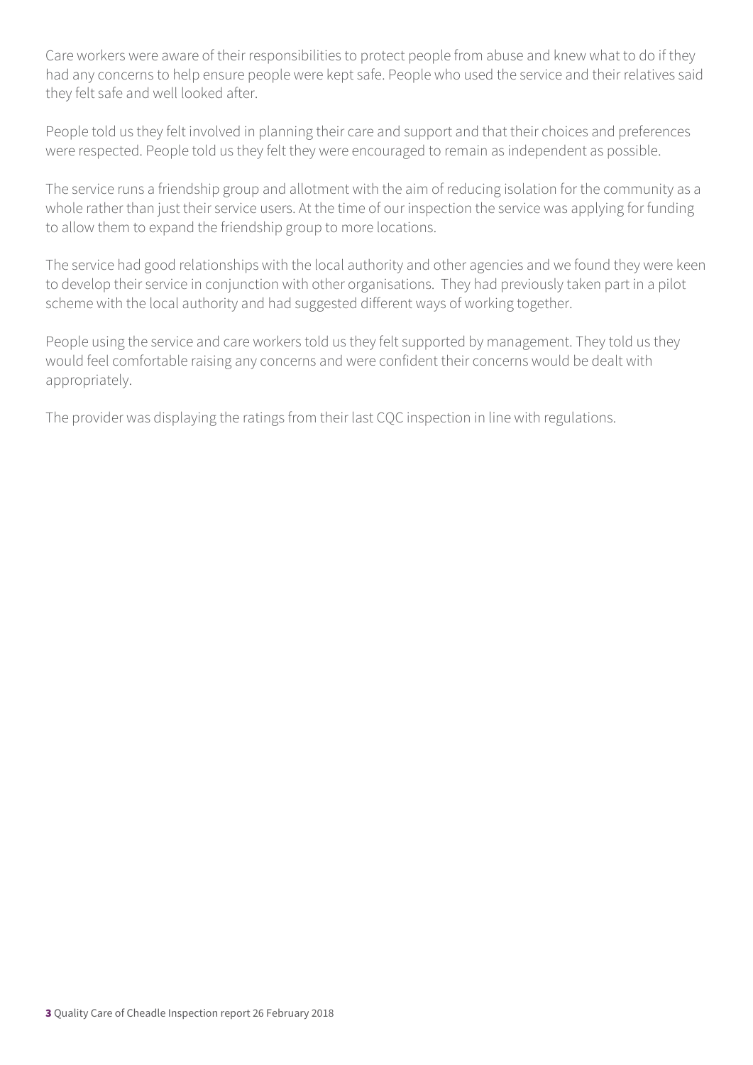Care workers were aware of their responsibilities to protect people from abuse and knew what to do if they had any concerns to help ensure people were kept safe. People who used the service and their relatives said they felt safe and well looked after.

People told us they felt involved in planning their care and support and that their choices and preferences were respected. People told us they felt they were encouraged to remain as independent as possible.

The service runs a friendship group and allotment with the aim of reducing isolation for the community as a whole rather than just their service users. At the time of our inspection the service was applying for funding to allow them to expand the friendship group to more locations.

The service had good relationships with the local authority and other agencies and we found they were keen to develop their service in conjunction with other organisations. They had previously taken part in a pilot scheme with the local authority and had suggested different ways of working together.

People using the service and care workers told us they felt supported by management. They told us they would feel comfortable raising any concerns and were confident their concerns would be dealt with appropriately.

The provider was displaying the ratings from their last CQC inspection in line with regulations.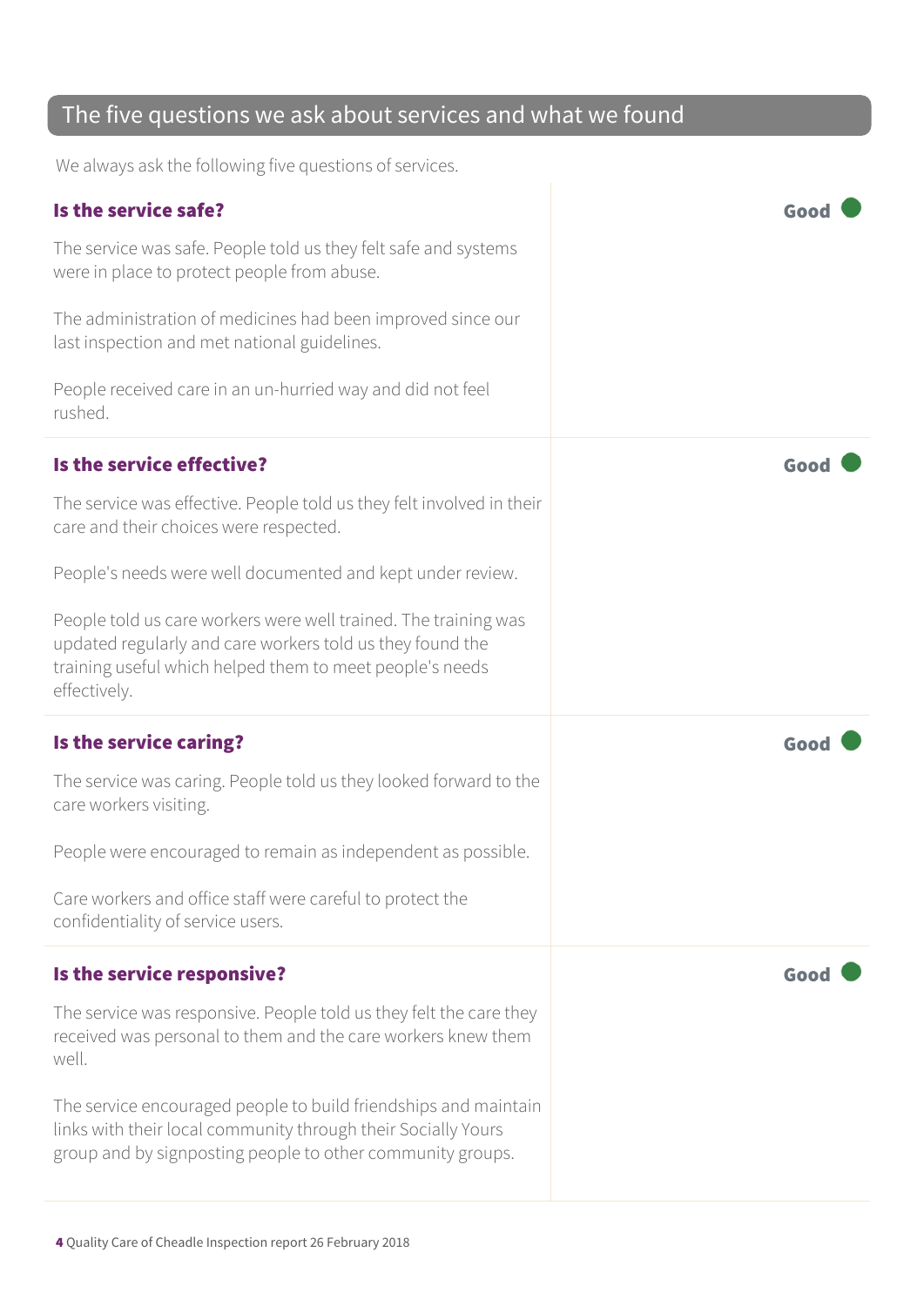## The five questions we ask about services and what we found

We always ask the following five questions of services.

### Is the service safe?

**Good**

The service was safe. People told us they felt safe and systems were in place to protect people from abuse.

The administration of medicines had been improved since our last inspection and met national guidelines.

People received care in an un-hurried way and did not feel rushed.

### Is the service effective?

**Good**

The service was effective. People told us they felt involved in their care and their choices were respected.

People's needs were well documented and kept under review.

People told us care workers were well trained. The training was updated regularly and care workers told us they found the training useful which helped them to meet people's needs effectively.

### Is the service caring?

**Good**

The service was caring. People told us they looked forward to the care workers visiting.

People were encouraged to remain as independent as possible.

Care workers and office staff were careful to protect the confidentiality of service users.

### Is the service responsive?

**Good**

The service was responsive. People told us they felt the care they received was personal to them and the care workers knew them well.

The service encouraged people to build friendships and maintain links with their local community through their Socially Yours group and by signposting people to other community groups.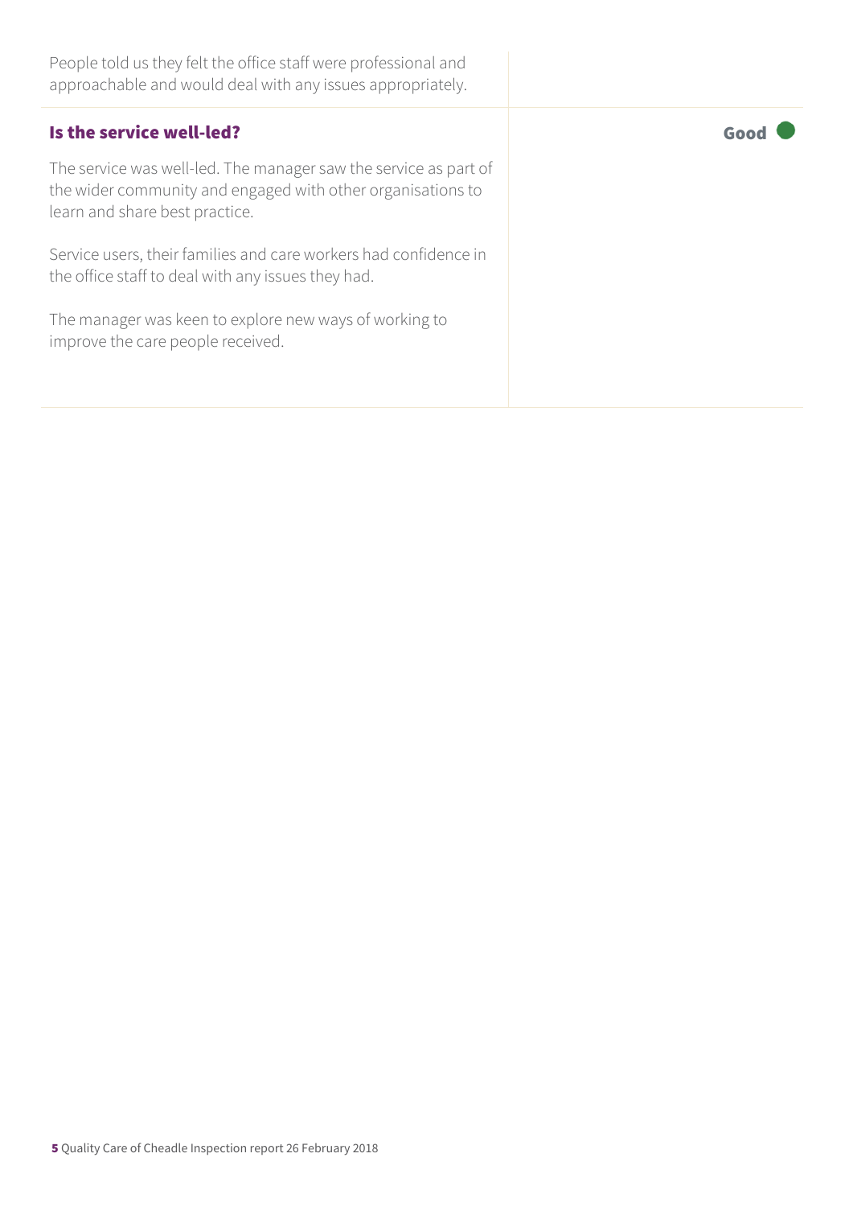People told us they felt the office staff were professional and approachable and would deal with any issues appropriately.

### Is the service well-led?

**Good**

The service was well-led. The manager saw the service as part of the wider community and engaged with other organisations to learn and share best practice.

Service users, their families and care workers had confidence in the office staff to deal with any issues they had.

The manager was keen to explore new ways of working to improve the care people received.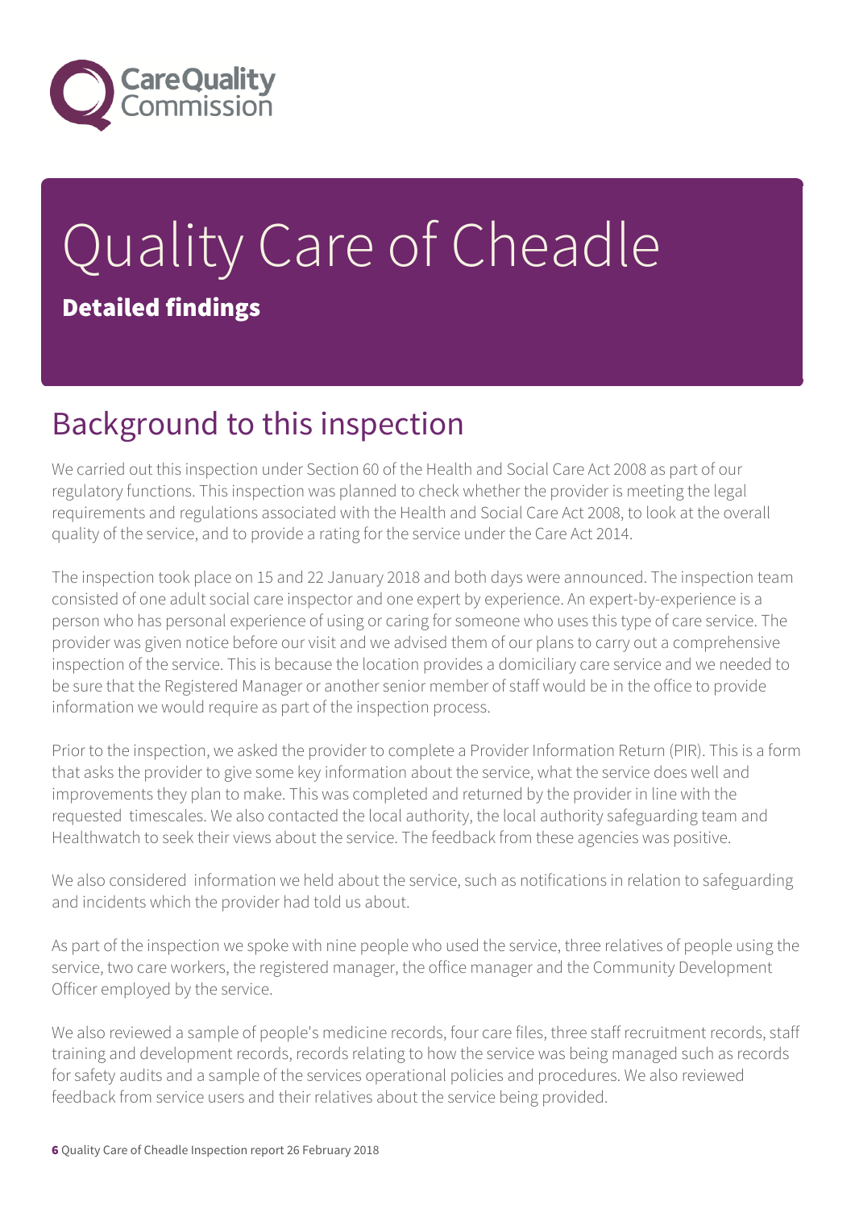# Quality Care of Cheadle

**Detailed findings**

## Background to this inspection

We carried out this inspection under Section 60 of the Health and Social Care Act 2008 as part of our regulatory functions. This inspection was planned to check whether the provider is meeting the legal requirements and regulations associated with the Health and Social Care Act 2008, to look at the overall quality of the service, and to provide a rating for the service under the Care Act 2014.

The inspection took place on 15 and 22 January 2018 and both days were announced. The inspection team consisted of one adult social care inspector and one expert by experience. An expert-by-experience is a person who has personal experience of using or caring for someone who uses this type of care service. The provider was given notice before our visit and we advised them of our plans to carry out a comprehensive inspection of the service. This is because the location provides a domiciliary care service and we needed to be sure that the Registered Manager or another senior member of staff would be in the office to provide information we would require as part of the inspection process.

Prior to the inspection, we asked the provider to complete a Provider Information Return (PIR). This is a form that asks the provider to give some key information about the service, what the service does well and improvements they plan to make. This was completed and returned by the provider in line with the requested timescales. We also contacted the local authority, the local authority safeguarding team and Healthwatch to seek their views about the service. The feedback from these agencies was positive.

We also considered information we held about the service, such as notifications in relation to safeguarding and incidents which the provider had told us about.

As part of the inspection we spoke with nine people who used the service, three relatives of people using the service, two care workers, the registered manager, the office manager and the Community Development Officer employed by the service.

We also reviewed a sample of people's medicine records, four care files, three staff recruitment records, staff training and development records, records relating to how the service was being managed such as records for safety audits and a sample of the services operational policies and procedures. We also reviewed feedback from service users and their relatives about the service being provided.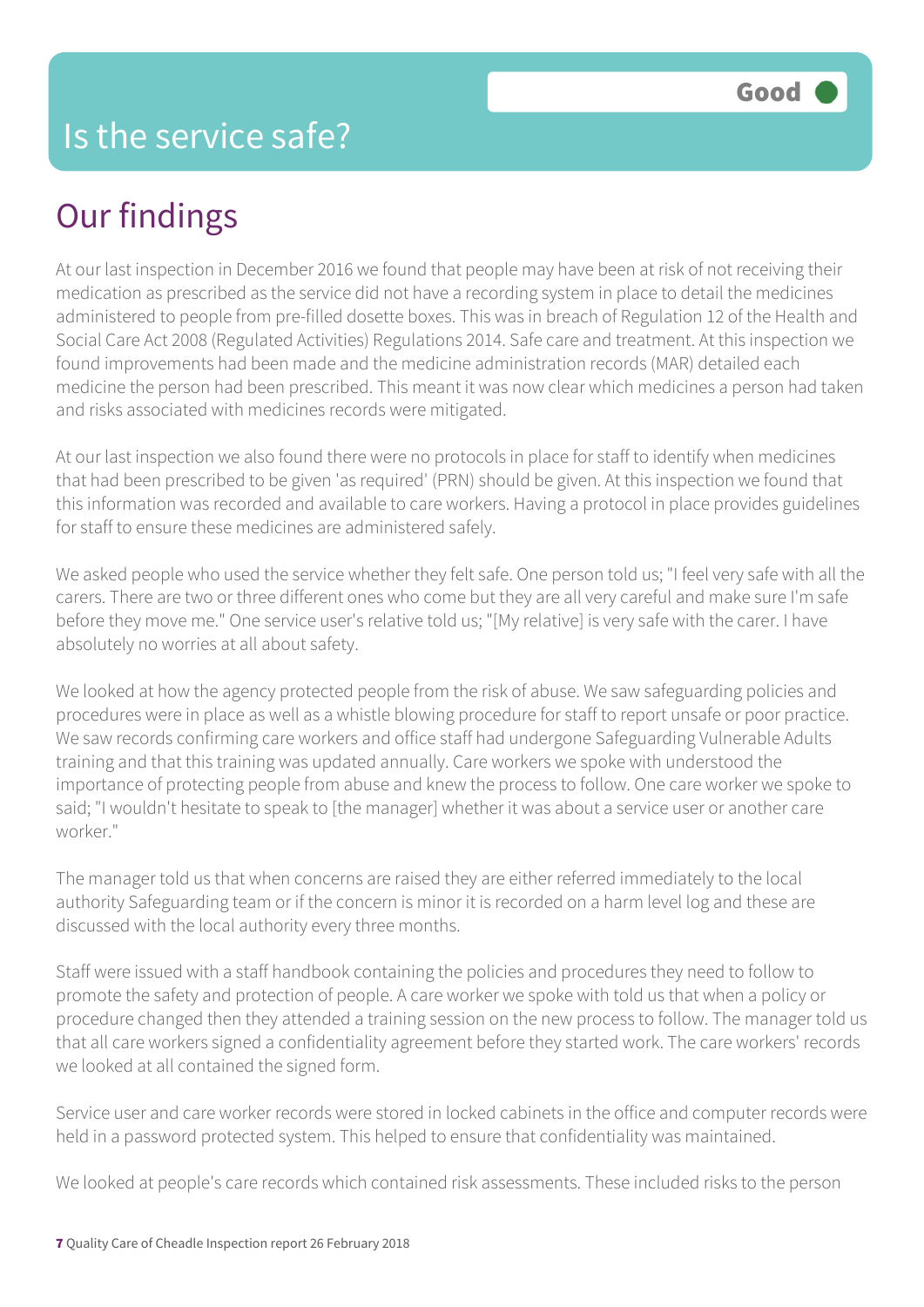# Is the service safe?

**Good**

## Our findings

At our last inspection in December 2016 we found that people may have been at risk of not receiving their medication as prescribed as the service did not have a recording system in place to detail the medicines administered to people from pre-filled dosette boxes. This was in breach of Regulation 12 of the Health and Social Care Act 2008 (Regulated Activities) Regulations 2014. Safe care and treatment. At this inspection we found improvements had been made and the medicine administration records (MAR) detailed each medicine the person had been prescribed. This meant it was now clear which medicines a person had taken and risks associated with medicines records were mitigated.

At our last inspection we also found there were no protocols in place for staff to identify when medicines that had been prescribed to be given 'as required' (PRN) should be given. At this inspection we found that this information was recorded and available to care workers. Having a protocol in place provides guidelines for staff to ensure these medicines are administered safely.

We asked people who used the service whether they felt safe. One person told us; "I feel very safe with all the carers. There are two or three different ones who come but they are all very careful and make sure I'm safe before they move me." One service user's relative told us; "[My relative] is very safe with the carer. I have absolutely no worries at all about safety.

We looked at how the agency protected people from the risk of abuse. We saw safeguarding policies and procedures were in place as well as a whistle blowing procedure for staff to report unsafe or poor practice. We saw records confirming care workers and office staff had undergone Safeguarding Vulnerable Adults training and that this training was updated annually. Care workers we spoke with understood the importance of protecting people from abuse and knew the process to follow. One care worker we spoke to said; "I wouldn't hesitate to speak to [the manager] whether it was about a service user or another care worker."

The manager told us that when concerns are raised they are either referred immediately to the local authority Safeguarding team or if the concern is minor it is recorded on a harm level log and these are discussed with the local authority every three months.

Staff were issued with a staff handbook containing the policies and procedures they need to follow to promote the safety and protection of people. A care worker we spoke with told us that when a policy or procedure changed then they attended a training session on the new process to follow. The manager told us that all care workers signed a confidentiality agreement before they started work. The care workers' records we looked at all contained the signed form.

Service user and care worker records were stored in locked cabinets in the office and computer records were held in a password protected system. This helped to ensure that confidentiality was maintained.

We looked at people's care records which contained risk assessments. These included risks to the person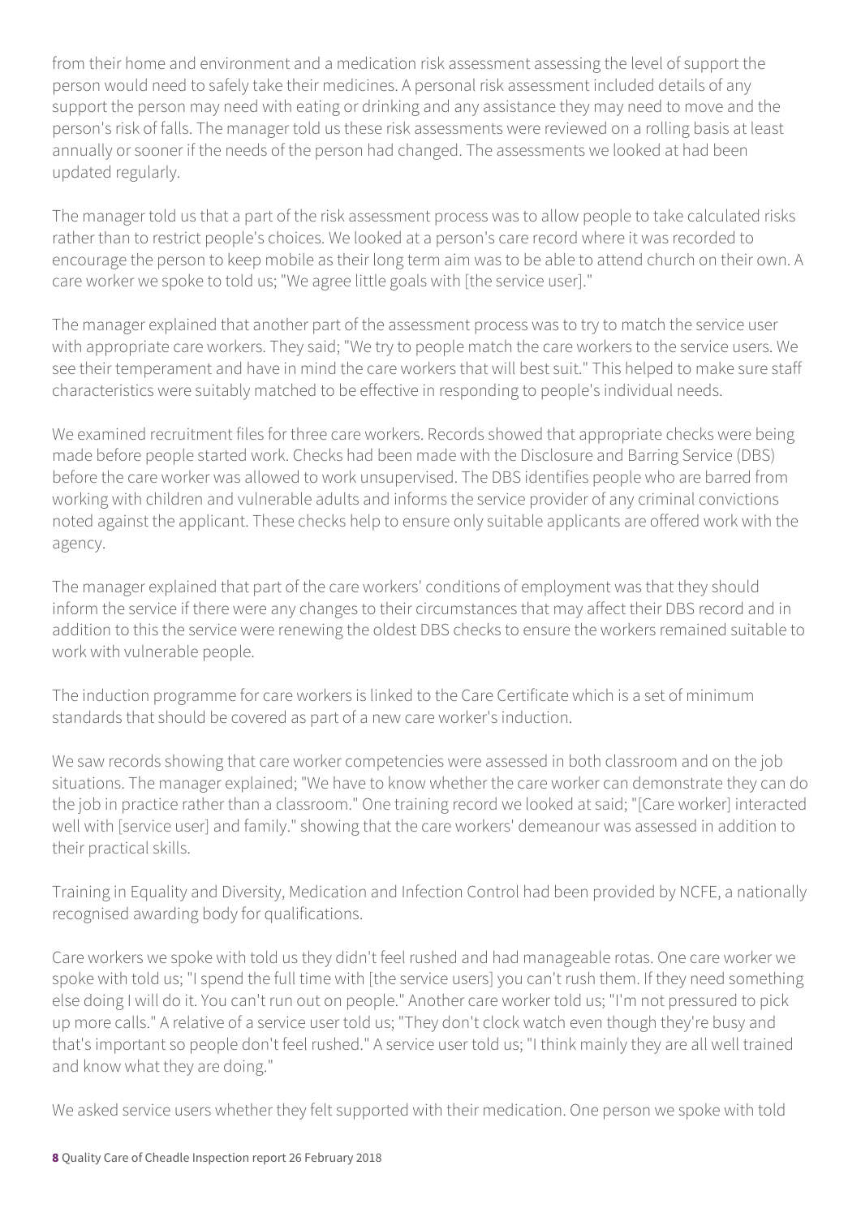from their home and environment and a medication risk assessment assessing the level of support the person would need to safely take their medicines. A personal risk assessment included details of any support the person may need with eating or drinking and any assistance they may need to move and the person's risk of falls. The manager told us these risk assessments were reviewed on a rolling basis at least annually or sooner if the needs of the person had changed. The assessments we looked at had been updated regularly.

The manager told us that a part of the risk assessment process was to allow people to take calculated risks rather than to restrict people's choices. We looked at a person's care record where it was recorded to encourage the person to keep mobile as their long term aim was to be able to attend church on their own. A care worker we spoke to told us; "We agree little goals with [the service user]."

The manager explained that another part of the assessment process was to try to match the service user with appropriate care workers. They said; "We try to people match the care workers to the service users. We see their temperament and have in mind the care workers that will best suit." This helped to make sure staff characteristics were suitably matched to be effective in responding to people's individual needs.

We examined recruitment files for three care workers. Records showed that appropriate checks were being made before people started work. Checks had been made with the Disclosure and Barring Service (DBS) before the care worker was allowed to work unsupervised. The DBS identifies people who are barred from working with children and vulnerable adults and informs the service provider of any criminal convictions noted against the applicant. These checks help to ensure only suitable applicants are offered work with the agency.

The manager explained that part of the care workers' conditions of employment was that they should inform the service if there were any changes to their circumstances that may affect their DBS record and in addition to this the service were renewing the oldest DBS checks to ensure the workers remained suitable to work with vulnerable people.

The induction programme for care workers is linked to the Care Certificate which is a set of minimum standards that should be covered as part of a new care worker's induction.

We saw records showing that care worker competencies were assessed in both classroom and on the job situations. The manager explained; "We have to know whether the care worker can demonstrate they can do the job in practice rather than a classroom." One training record we looked at said; "[Care worker] interacted well with [service user] and family." showing that the care workers' demeanour was assessed in addition to their practical skills.

Training in Equality and Diversity, Medication and Infection Control had been provided by NCFE, a nationally recognised awarding body for qualifications.

Care workers we spoke with told us they didn't feel rushed and had manageable rotas. One care worker we spoke with told us; "I spend the full time with [the service users] you can't rush them. If they need something else doing I will do it. You can't run out on people." Another care worker told us; "I'm not pressured to pick up more calls." A relative of a service user told us; "They don't clock watch even though they're busy and that's important so people don't feel rushed." A service user told us; "I think mainly they are all well trained and know what they are doing."

We asked service users whether they felt supported with their medication. One person we spoke with told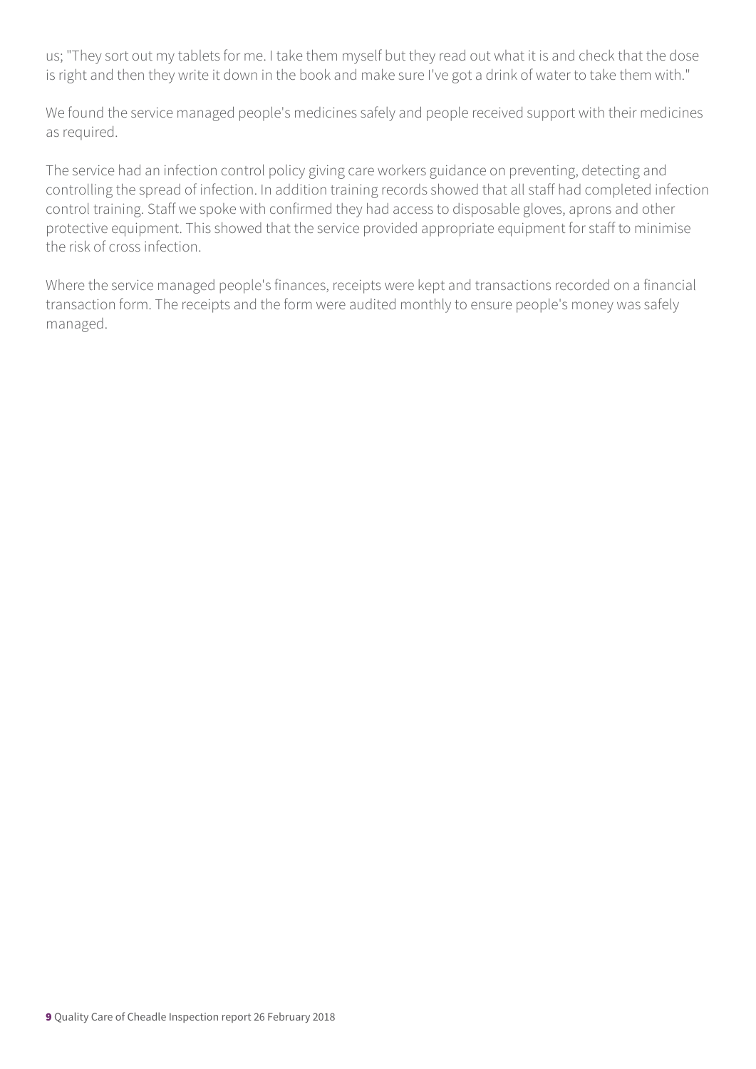us; "They sort out my tablets for me. I take them myself but they read out what it is and check that the dose is right and then they write it down in the book and make sure I've got a drink of water to take them with."

We found the service managed people's medicines safely and people received support with their medicines as required.

The service had an infection control policy giving care workers guidance on preventing, detecting and controlling the spread of infection. In addition training records showed that all staff had completed infection control training. Staff we spoke with confirmed they had access to disposable gloves, aprons and other protective equipment. This showed that the service provided appropriate equipment for staff to minimise the risk of cross infection.

Where the service managed people's finances, receipts were kept and transactions recorded on a financial transaction form. The receipts and the form were audited monthly to ensure people's money was safely managed.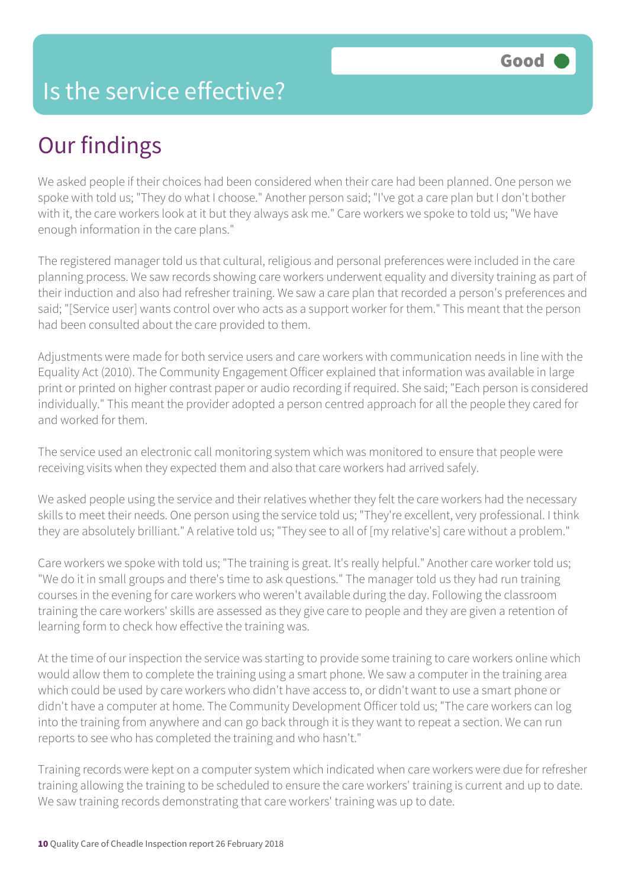# Is the service effective?

Good

## Our findings

We asked people if their choices had been considered when their care had been planned. One person we spoke with told us; "They do what I choose." Another person said; "I've got a care plan but I don't bother with it, the care workers look at it but they always ask me." Care workers we spoke to told us; "We have enough information in the care plans."

The registered manager told us that cultural, religious and personal preferences were included in the care planning process. We saw records showing care workers underwent equality and diversity training as part of their induction and also had refresher training. We saw a care plan that recorded a person's preferences and said; "[Service user] wants control over who acts as a support worker for them." This meant that the person had been consulted about the care provided to them.

Adjustments were made for both service users and care workers with communication needs in line with the Equality Act (2010). The Community Engagement Officer explained that information was available in large print or printed on higher contrast paper or audio recording if required. She said; "Each person is considered individually." This meant the provider adopted a person centred approach for all the people they cared for and worked for them.

The service used an electronic call monitoring system which was monitored to ensure that people were receiving visits when they expected them and also that care workers had arrived safely.

We asked people using the service and their relatives whether they felt the care workers had the necessary skills to meet their needs. One person using the service told us; "They're excellent, very professional. I think they are absolutely brilliant." A relative told us; "They see to all of [my relative's] care without a problem."

Care workers we spoke with told us; "The training is great. It's really helpful." Another care worker told us; "We do it in small groups and there's time to ask questions." The manager told us they had run training courses in the evening for care workers who weren't available during the day. Following the classroom training the care workers' skills are assessed as they give care to people and they are given a retention of learning form to check how effective the training was.

At the time of our inspection the service was starting to provide some training to care workers online which would allow them to complete the training using a smart phone. We saw a computer in the training area which could be used by care workers who didn't have access to, or didn't want to use a smart phone or didn't have a computer at home. The Community Development Officer told us; "The care workers can log into the training from anywhere and can go back through it is they want to repeat a section. We can run reports to see who has completed the training and who hasn't."

Training records were kept on a computer system which indicated when care workers were due for refresher training allowing the training to be scheduled to ensure the care workers' training is current and up to date. We saw training records demonstrating that care workers' training was up to date.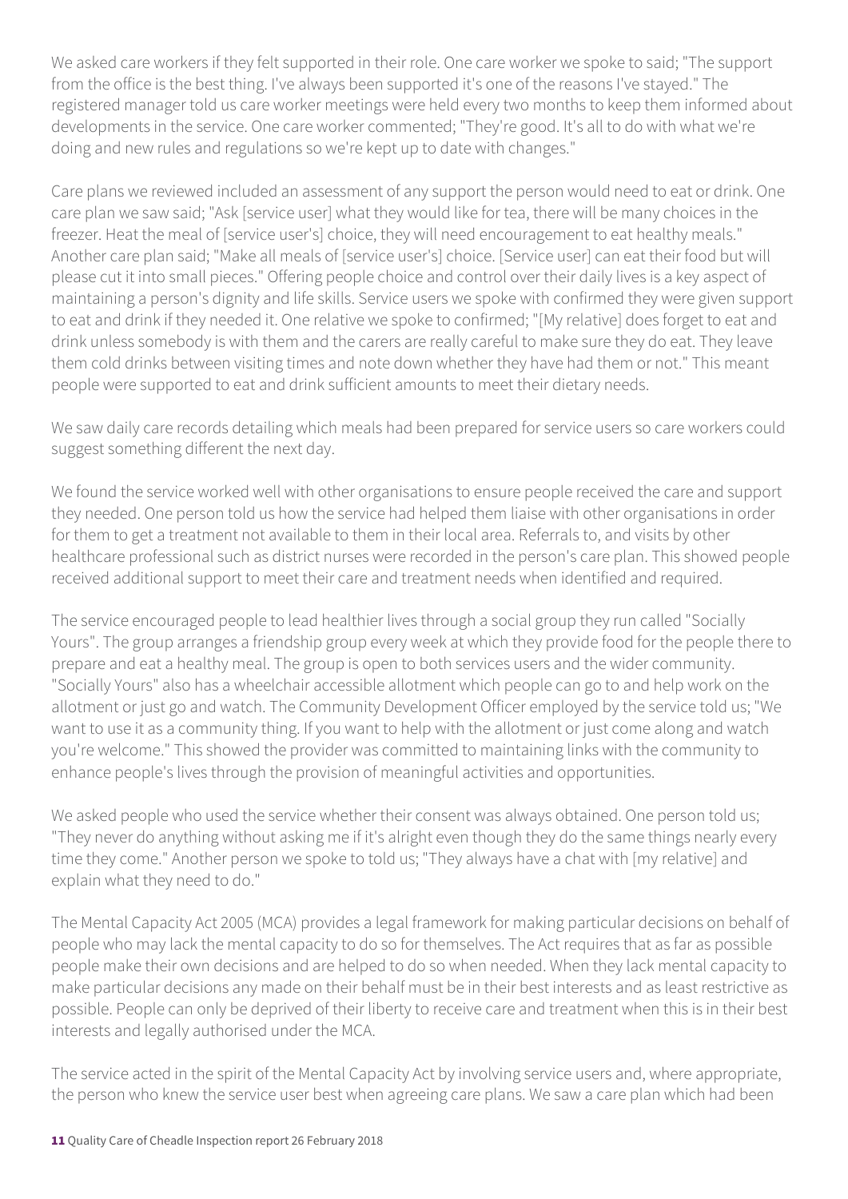We asked care workers if they felt supported in their role. One care worker we spoke to said; "The support from the office is the best thing. I've always been supported it's one of the reasons I've stayed." The registered manager told us care worker meetings were held every two months to keep them informed about developments in the service. One care worker commented; "They're good. It's all to do with what we're doing and new rules and regulations so we're kept up to date with changes."

Care plans we reviewed included an assessment of any support the person would need to eat or drink. One care plan we saw said; "Ask [service user] what they would like for tea, there will be many choices in the freezer. Heat the meal of [service user's] choice, they will need encouragement to eat healthy meals." Another care plan said; "Make all meals of [service user's] choice. [Service user] can eat their food but will please cut it into small pieces." Offering people choice and control over their daily lives is a key aspect of maintaining a person's dignity and life skills. Service users we spoke with confirmed they were given support to eat and drink if they needed it. One relative we spoke to confirmed; "[My relative] does forget to eat and drink unless somebody is with them and the carers are really careful to make sure they do eat. They leave them cold drinks between visiting times and note down whether they have had them or not." This meant people were supported to eat and drink sufficient amounts to meet their dietary needs.

We saw daily care records detailing which meals had been prepared for service users so care workers could suggest something different the next day.

We found the service worked well with other organisations to ensure people received the care and support they needed. One person told us how the service had helped them liaise with other organisations in order for them to get a treatment not available to them in their local area. Referrals to, and visits by other healthcare professional such as district nurses were recorded in the person's care plan. This showed people received additional support to meet their care and treatment needs when identified and required.

The service encouraged people to lead healthier lives through a social group they run called "Socially Yours". The group arranges a friendship group every week at which they provide food for the people there to prepare and eat a healthy meal. The group is open to both services users and the wider community. "Socially Yours" also has a wheelchair accessible allotment which people can go to and help work on the allotment or just go and watch. The Community Development Officer employed by the service told us; "We want to use it as a community thing. If you want to help with the allotment or just come along and watch you're welcome." This showed the provider was committed to maintaining links with the community to enhance people's lives through the provision of meaningful activities and opportunities.

We asked people who used the service whether their consent was always obtained. One person told us; "They never do anything without asking me if it's alright even though they do the same things nearly every time they come." Another person we spoke to told us; "They always have a chat with [my relative] and explain what they need to do."

The Mental Capacity Act 2005 (MCA) provides a legal framework for making particular decisions on behalf of people who may lack the mental capacity to do so for themselves. The Act requires that as far as possible people make their own decisions and are helped to do so when needed. When they lack mental capacity to make particular decisions any made on their behalf must be in their best interests and as least restrictive as possible. People can only be deprived of their liberty to receive care and treatment when this is in their best interests and legally authorised under the MCA.

The service acted in the spirit of the Mental Capacity Act by involving service users and, where appropriate, the person who knew the service user best when agreeing care plans. We saw a care plan which had been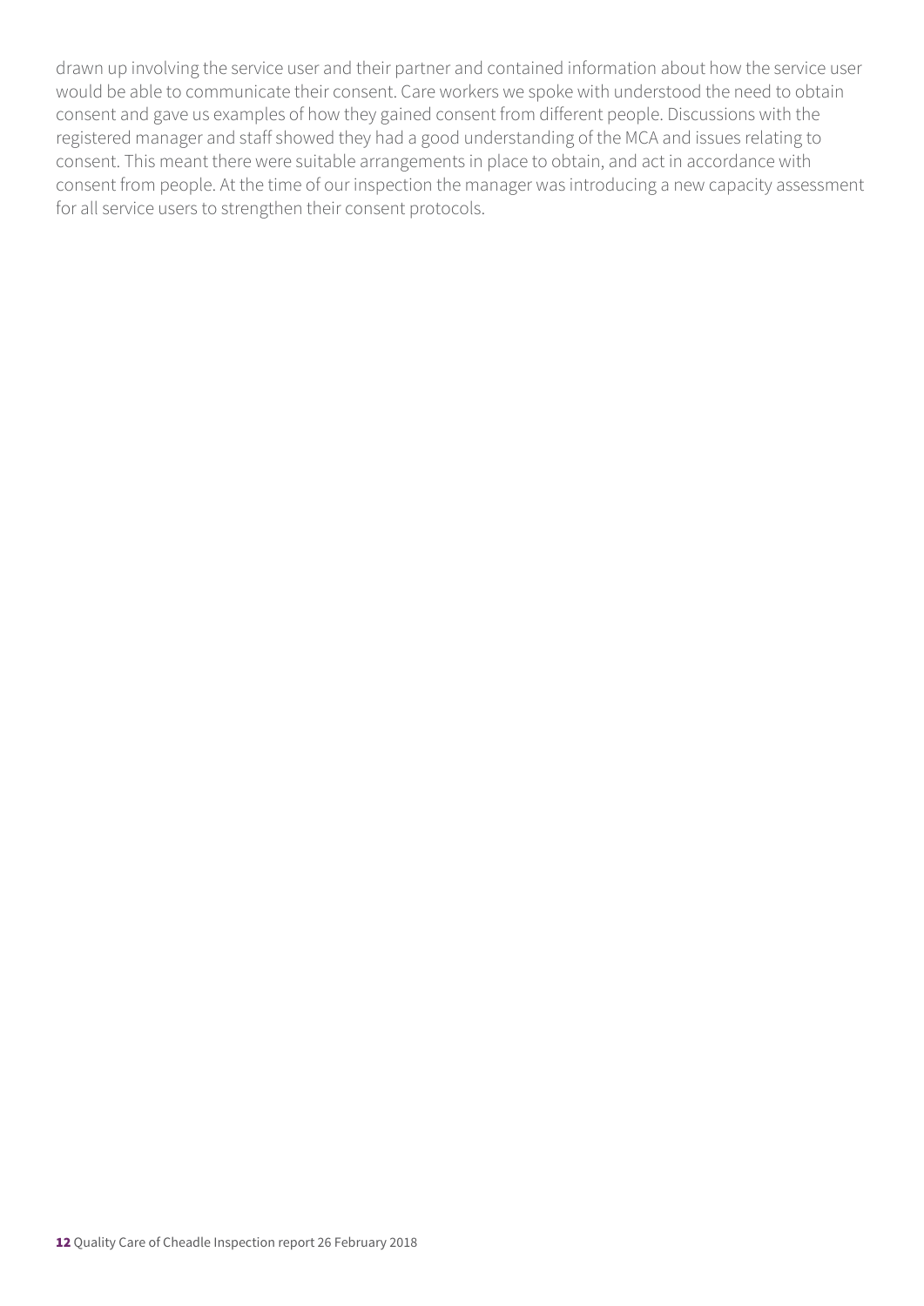drawn up involving the service user and their partner and contained information about how the service user would be able to communicate their consent. Care workers we spoke with understood the need to obtain consent and gave us examples of how they gained consent from different people. Discussions with the registered manager and staff showed they had a good understanding of the MCA and issues relating to consent. This meant there were suitable arrangements in place to obtain, and act in accordance with consent from people. At the time of our inspection the manager was introducing a new capacity assessment for all service users to strengthen their consent protocols.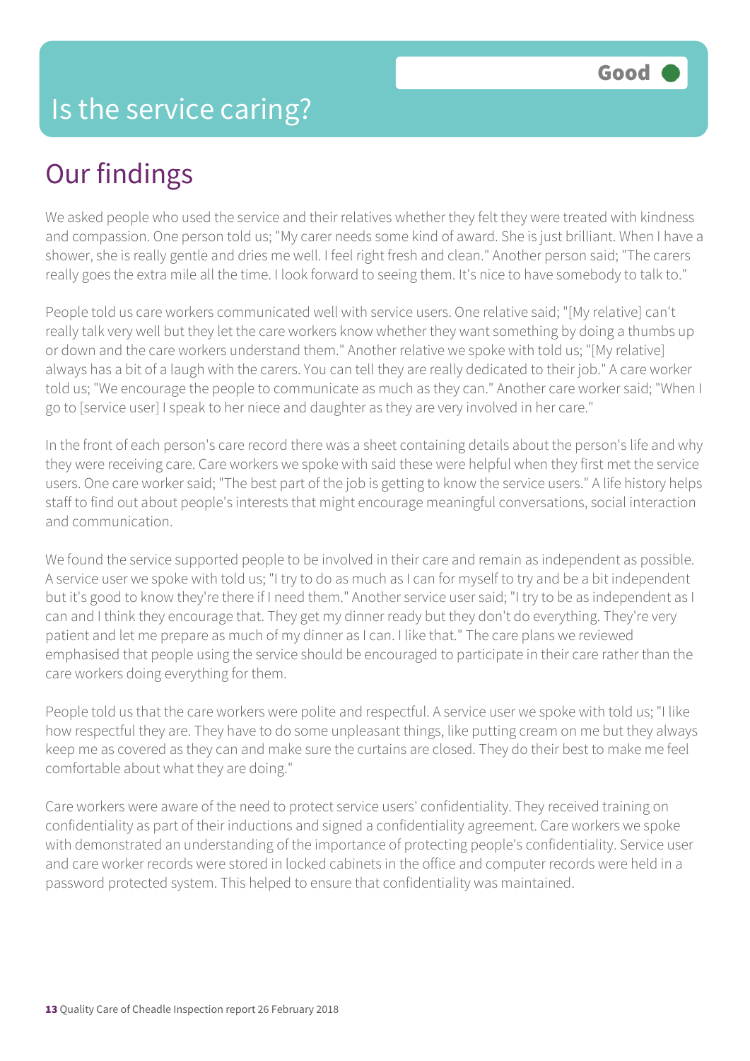# Is the service caring?

Good

## Our findings

We asked people who used the service and their relatives whether they felt they were treated with kindness and compassion. One person told us; "My carer needs some kind of award. She is just brilliant. When I have a shower, she is really gentle and dries me well. I feel right fresh and clean." Another person said; "The carers really goes the extra mile all the time. I look forward to seeing them. It's nice to have somebody to talk to."

People told us care workers communicated well with service users. One relative said; "[My relative] can't really talk very well but they let the care workers know whether they want something by doing a thumbs up or down and the care workers understand them." Another relative we spoke with told us; "[My relative] always has a bit of a laugh with the carers. You can tell they are really dedicated to their job." A care worker told us; "We encourage the people to communicate as much as they can." Another care worker said; "When I go to [service user] I speak to her niece and daughter as they are very involved in her care."

In the front of each person's care record there was a sheet containing details about the person's life and why they were receiving care. Care workers we spoke with said these were helpful when they first met the service users. One care worker said; "The best part of the job is getting to know the service users." A life history helps staff to find out about people's interests that might encourage meaningful conversations, social interaction and communication.

We found the service supported people to be involved in their care and remain as independent as possible. A service user we spoke with told us; "I try to do as much as I can for myself to try and be a bit independent but it's good to know they're there if I need them." Another service user said; "I try to be as independent as I can and I think they encourage that. They get my dinner ready but they don't do everything. They're very patient and let me prepare as much of my dinner as I can. I like that." The care plans we reviewed emphasised that people using the service should be encouraged to participate in their care rather than the care workers doing everything for them.

People told us that the care workers were polite and respectful. A service user we spoke with told us; "I like how respectful they are. They have to do some unpleasant things, like putting cream on me but they always keep me as covered as they can and make sure the curtains are closed. They do their best to make me feel comfortable about what they are doing."

Care workers were aware of the need to protect service users' confidentiality. They received training on confidentiality as part of their inductions and signed a confidentiality agreement. Care workers we spoke with demonstrated an understanding of the importance of protecting people's confidentiality. Service user and care worker records were stored in locked cabinets in the office and computer records were held in a password protected system. This helped to ensure that confidentiality was maintained.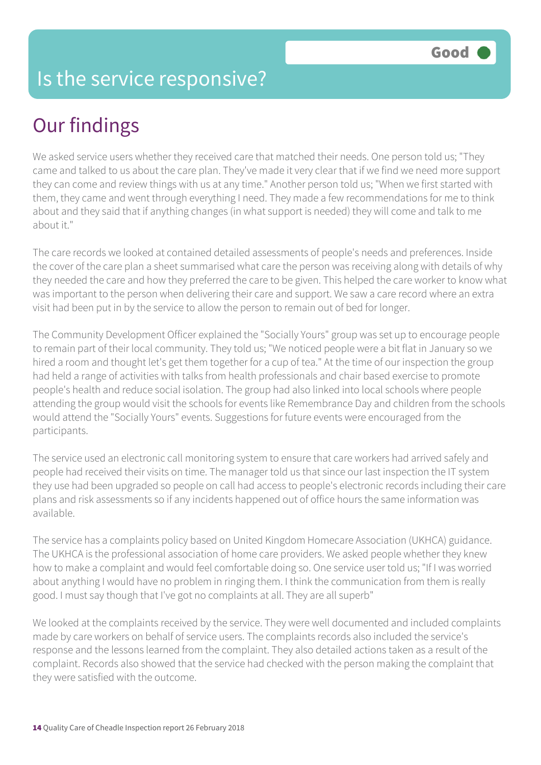# Is the service responsive?

Good

## Our findings

We asked service users whether they received care that matched their needs. One person told us; "They came and talked to us about the care plan. They've made it very clear that if we find we need more support they can come and review things with us at any time." Another person told us; "When we first started with them, they came and went through everything I need. They made a few recommendations for me to think about and they said that if anything changes (in what support is needed) they will come and talk to me about it."

The care records we looked at contained detailed assessments of people's needs and preferences. Inside the cover of the care plan a sheet summarised what care the person was receiving along with details of why they needed the care and how they preferred the care to be given. This helped the care worker to know what was important to the person when delivering their care and support. We saw a care record where an extra visit had been put in by the service to allow the person to remain out of bed for longer.

The Community Development Officer explained the "Socially Yours" group was set up to encourage people to remain part of their local community. They told us; "We noticed people were a bit flat in January so we hired a room and thought let's get them together for a cup of tea." At the time of our inspection the group had held a range of activities with talks from health professionals and chair based exercise to promote people's health and reduce social isolation. The group had also linked into local schools where people attending the group would visit the schools for events like Remembrance Day and children from the schools would attend the "Socially Yours" events. Suggestions for future events were encouraged from the participants.

The service used an electronic call monitoring system to ensure that care workers had arrived safely and people had received their visits on time. The manager told us that since our last inspection the IT system they use had been upgraded so people on call had access to people's electronic records including their care plans and risk assessments so if any incidents happened out of office hours the same information was available.

The service has a complaints policy based on United Kingdom Homecare Association (UKHCA) guidance. The UKHCA is the professional association of home care providers. We asked people whether they knew how to make a complaint and would feel comfortable doing so. One service user told us; "If I was worried about anything I would have no problem in ringing them. I think the communication from them is really good. I must say though that I've got no complaints at all. They are all superb"

We looked at the complaints received by the service. They were well documented and included complaints made by care workers on behalf of service users. The complaints records also included the service's response and the lessons learned from the complaint. They also detailed actions taken as a result of the complaint. Records also showed that the service had checked with the person making the complaint that they were satisfied with the outcome.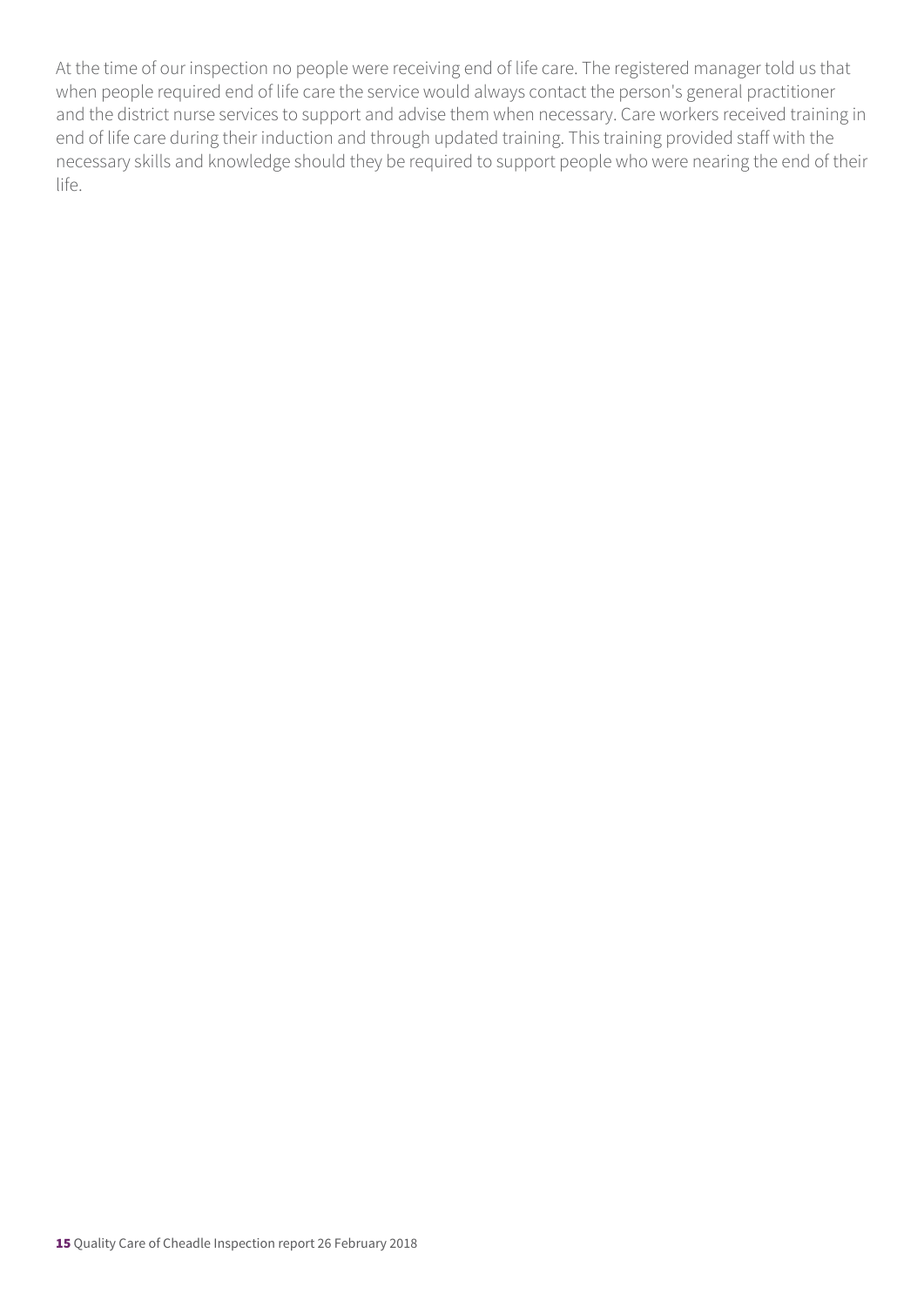At the time of our inspection no people were receiving end of life care. The registered manager told us that when people required end of life care the service would always contact the person's general practitioner and the district nurse services to support and advise them when necessary. Care workers received training in end of life care during their induction and through updated training. This training provided staff with the necessary skills and knowledge should they be required to support people who were nearing the end of their life.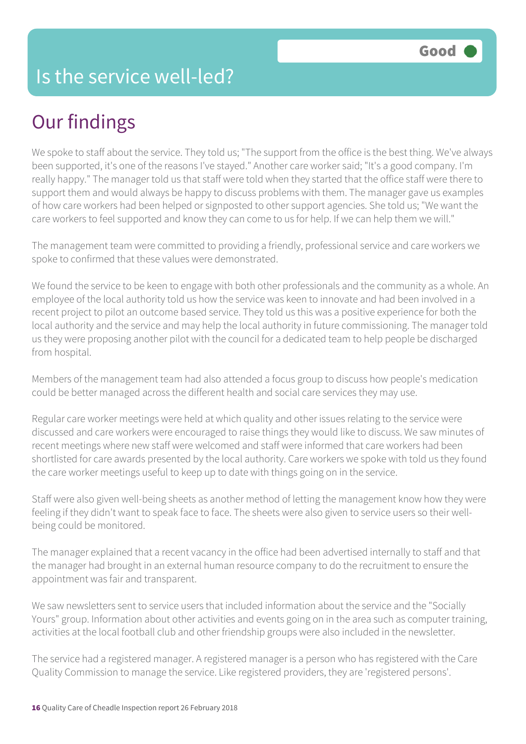# Is the service well-led?

**Good**

## Our findings

We spoke to staff about the service. They told us; "The support from the office is the best thing. We've always been supported, it's one of the reasons I've stayed." Another care worker said; "It's a good company. I'm really happy." The manager told us that staff were told when they started that the office staff were there to support them and would always be happy to discuss problems with them. The manager gave us examples of how care workers had been helped or signposted to other support agencies. She told us; "We want the care workers to feel supported and know they can come to us for help. If we can help them we will."

The management team were committed to providing a friendly, professional service and care workers we spoke to confirmed that these values were demonstrated.

We found the service to be keen to engage with both other professionals and the community as a whole. An employee of the local authority told us how the service was keen to innovate and had been involved in a recent project to pilot an outcome based service. They told us this was a positive experience for both the local authority and the service and may help the local authority in future commissioning. The manager told us they were proposing another pilot with the council for a dedicated team to help people be discharged from hospital.

Members of the management team had also attended a focus group to discuss how people's medication could be better managed across the different health and social care services they may use.

Regular care worker meetings were held at which quality and other issues relating to the service were discussed and care workers were encouraged to raise things they would like to discuss. We saw minutes of recent meetings where new staff were welcomed and staff were informed that care workers had been shortlisted for care awards presented by the local authority. Care workers we spoke with told us they found the care worker meetings useful to keep up to date with things going on in the service.

Staff were also given well-being sheets as another method of letting the management know how they were feeling if they didn't want to speak face to face. The sheets were also given to service users so their well-being could be monitored.

The manager explained that a recent vacancy in the office had been advertised internally to staff and that the manager had brought in an external human resource company to do the recruitment to ensure the appointment was fair and transparent.

We saw newsletters sent to service users that included information about the service and the "Socially Yours" group. Information about other activities and events going on in the area such as computer training, activities at the local football club and other friendship groups were also included in the newsletter.

The service had a registered manager. A registered manager is a person who has registered with the Care Quality Commission to manage the service. Like registered providers, they are 'registered persons'.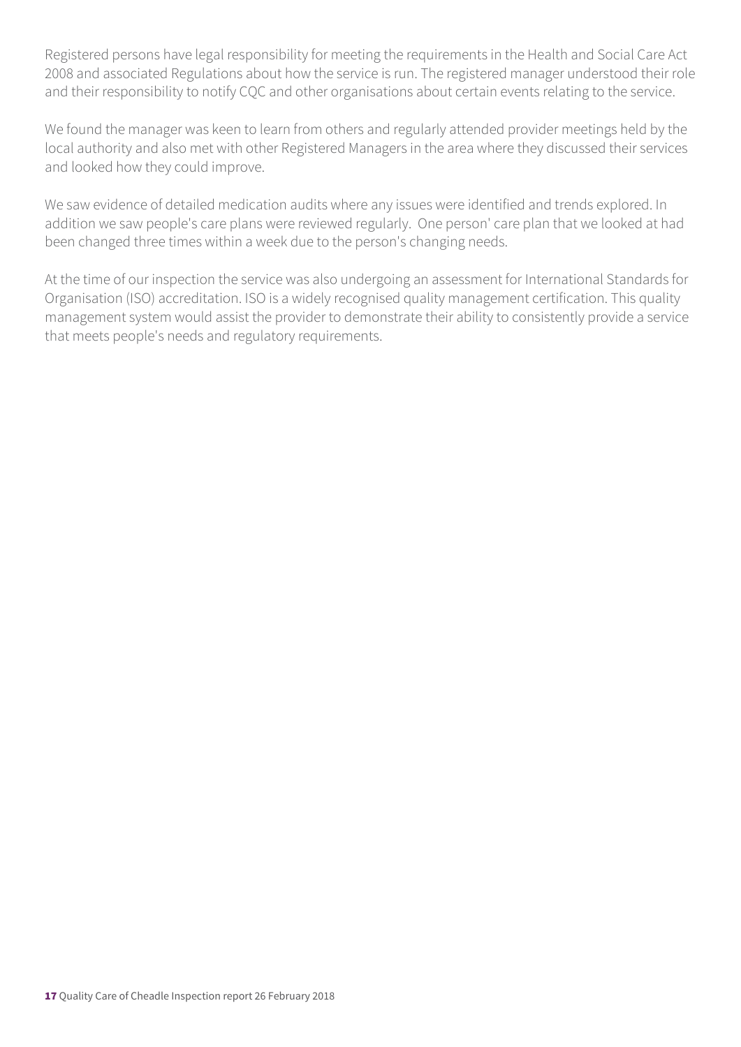Registered persons have legal responsibility for meeting the requirements in the Health and Social Care Act 2008 and associated Regulations about how the service is run. The registered manager understood their role and their responsibility to notify CQC and other organisations about certain events relating to the service.

We found the manager was keen to learn from others and regularly attended provider meetings held by the local authority and also met with other Registered Managers in the area where they discussed their services and looked how they could improve.

We saw evidence of detailed medication audits where any issues were identified and trends explored. In addition we saw people's care plans were reviewed regularly. One person' care plan that we looked at had been changed three times within a week due to the person's changing needs.

At the time of our inspection the service was also undergoing an assessment for International Standards for Organisation (ISO) accreditation. ISO is a widely recognised quality management certification. This quality management system would assist the provider to demonstrate their ability to consistently provide a service that meets people's needs and regulatory requirements.